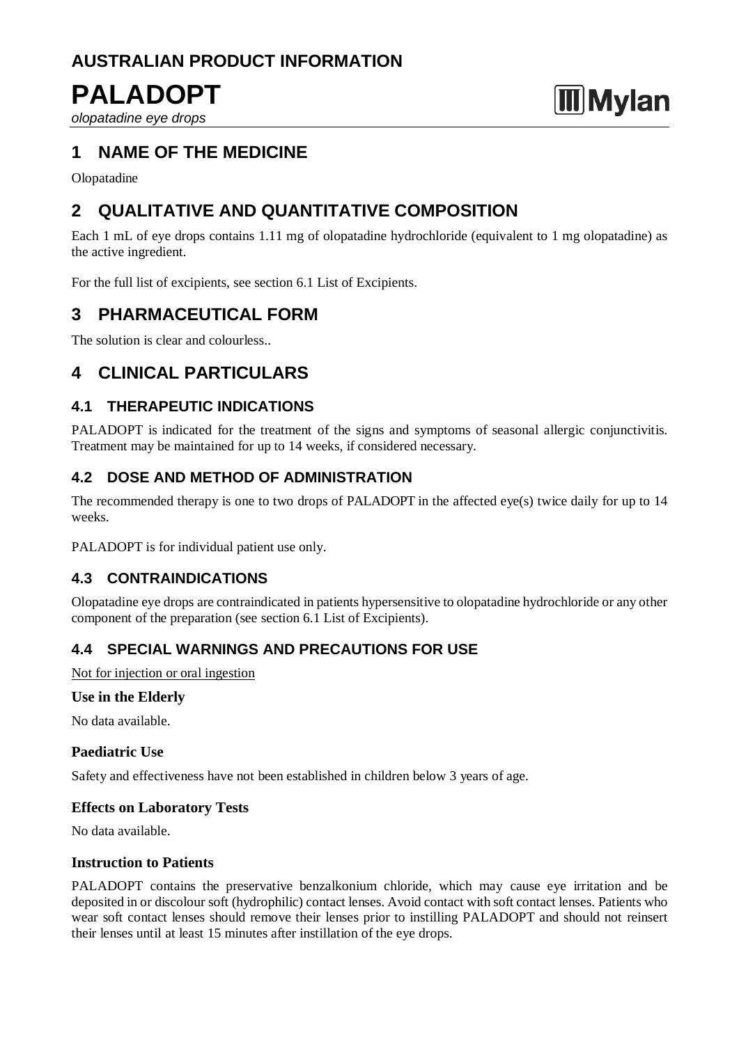# AUSTRALIAN PRODUCT INFORMATION

# PALADOPT

*olopatadine eye drops*

Mylan

## 1 NAME OF THE MEDICINE

Olopatadine

## 2 QUALITATIVE AND QUANTITATIVE COMPOSITION

Each 1 mL of eye drops contains 1.11 mg of olopatadine hydrochloride (equivalent to 1 mg olopatadine) as the active ingredient.

For the full list of excipients, see section 6.1 List of Excipients.

## 3 PHARMACEUTICAL FORM

The solution is clear and colourless..

## 4 CLINICAL PARTICULARS

### 4.1 THERAPEUTIC INDICATIONS

PALADOPT is indicated for the treatment of the signs and symptoms of seasonal allergic conjunctivitis. Treatment may be maintained for up to 14 weeks, if considered necessary.

### 4.2 DOSE AND METHOD OF ADMINISTRATION

The recommended therapy is one to two drops of PALADOPT in the affected eye(s) twice daily for up to 14 weeks.

PALADOPT is for individual patient use only.

### 4.3 CONTRAINDICATIONS

Olopatadine eye drops are contraindicated in patients hypersensitive to olopatadine hydrochloride or any other component of the preparation (see section 6.1 List of Excipients).

### 4.4 SPECIAL WARNINGS AND PRECAUTIONS FOR USE

Not for injection or oral ingestion

**Use in the Elderly**

No data available.

**Paediatric Use**

Safety and effectiveness have not been established in children below 3 years of age.

**Effects on Laboratory Tests**

No data available.

**Instruction to Patients**

PALADOPT contains the preservative benzalkonium chloride, which may cause eye irritation and be deposited in or discolour soft (hydrophilic) contact lenses. Avoid contact with soft contact lenses. Patients who wear soft contact lenses should remove their lenses prior to instilling PALADOPT and should not reinsert their lenses until at least 15 minutes after instillation of the eye drops.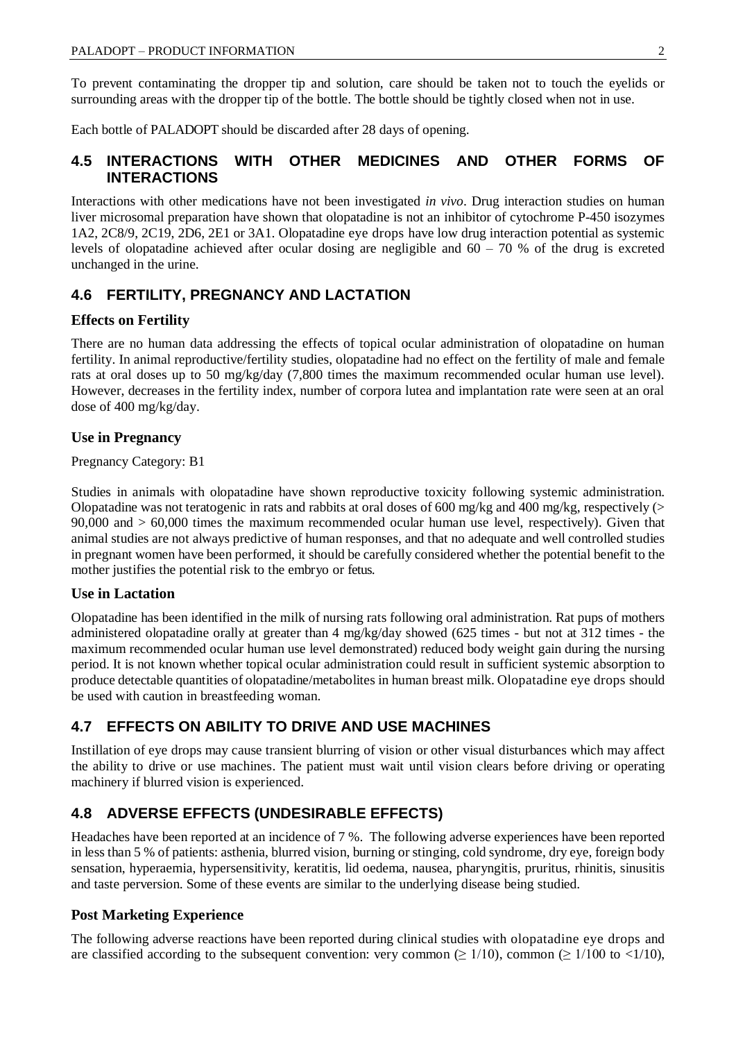To prevent contaminating the dropper tip and solution, care should be taken not to touch the eyelids or surrounding areas with the dropper tip of the bottle. The bottle should be tightly closed when not in use.

Each bottle of PALADOPT should be discarded after 28 days of opening.

## 4.5 INTERACTIONS WITH OTHER MEDICINES AND OTHER FORMS OF INTERACTIONS

Interactions with other medications have not been investigated *in vivo*. Drug interaction studies on human liver microsomal preparation have shown that olopatadine is not an inhibitor of cytochrome P-450 isozymes 1A2, 2C8/9, 2C19, 2D6, 2E1 or 3A1. Olopatadine eye drops have low drug interaction potential as systemic levels of olopatadine achieved after ocular dosing are negligible and 60 – 70 % of the drug is excreted unchanged in the urine.

## 4.6 FERTILITY, PREGNANCY AND LACTATION

### Effects on Fertility

There are no human data addressing the effects of topical ocular administration of olopatadine on human fertility. In animal reproductive/fertility studies, olopatadine had no effect on the fertility of male and female rats at oral doses up to 50 mg/kg/day (7,800 times the maximum recommended ocular human use level). However, decreases in the fertility index, number of corpora lutea and implantation rate were seen at an oral dose of 400 mg/kg/day.

### Use in Pregnancy

Pregnancy Category: B1

Studies in animals with olopatadine have shown reproductive toxicity following systemic administration. Olopatadine was not teratogenic in rats and rabbits at oral doses of 600 mg/kg and 400 mg/kg, respectively (> 90,000 and > 60,000 times the maximum recommended ocular human use level, respectively). Given that animal studies are not always predictive of human responses, and that no adequate and well controlled studies in pregnant women have been performed, it should be carefully considered whether the potential benefit to the mother justifies the potential risk to the embryo or fetus.

### Use in Lactation

Olopatadine has been identified in the milk of nursing rats following oral administration. Rat pups of mothers administered olopatadine orally at greater than 4 mg/kg/day showed (625 times - but not at 312 times - the maximum recommended ocular human use level demonstrated) reduced body weight gain during the nursing period. It is not known whether topical ocular administration could result in sufficient systemic absorption to produce detectable quantities of olopatadine/metabolites in human breast milk. Olopatadine eye drops should be used with caution in breastfeeding woman.

## 4.7 EFFECTS ON ABILITY TO DRIVE AND USE MACHINES

Instillation of eye drops may cause transient blurring of vision or other visual disturbances which may affect the ability to drive or use machines. The patient must wait until vision clears before driving or operating machinery if blurred vision is experienced.

## 4.8 ADVERSE EFFECTS (UNDESIRABLE EFFECTS)

Headaches have been reported at an incidence of 7 %. The following adverse experiences have been reported in less than 5 % of patients: asthenia, blurred vision, burning or stinging, cold syndrome, dry eye, foreign body sensation, hyperaemia, hypersensitivity, keratitis, lid oedema, nausea, pharyngitis, pruritus, rhinitis, sinusitis and taste perversion. Some of these events are similar to the underlying disease being studied.

### Post Marketing Experience

The following adverse reactions have been reported during clinical studies with olopatadine eye drops and are classified according to the subsequent convention: very common ($\geq 1/10$), common ($\geq 1/100$ to $<1/10$),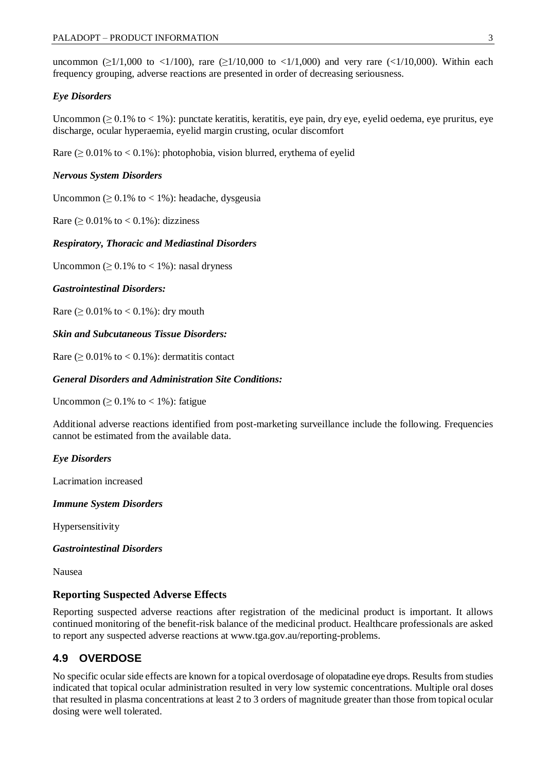uncommon (≥1/1,000 to <1/100), rare (≥1/10,000 to <1/1,000) and very rare (<1/10,000). Within each frequency grouping, adverse reactions are presented in order of decreasing seriousness.

***Eye Disorders***

Uncommon (≥ 0.1% to < 1%): punctate keratitis, keratitis, eye pain, dry eye, eyelid oedema, eye pruritus, eye discharge, ocular hyperaemia, eyelid margin crusting, ocular discomfort

Rare (≥ 0.01% to < 0.1%): photophobia, vision blurred, erythema of eyelid

***Nervous System Disorders***

Uncommon (≥ 0.1% to < 1%): headache, dysgeusia

Rare (≥ 0.01% to < 0.1%): dizziness

***Respiratory, Thoracic and Mediastinal Disorders***

Uncommon (≥ 0.1% to < 1%): nasal dryness

***Gastrointestinal Disorders:***

Rare (≥ 0.01% to < 0.1%): dry mouth

***Skin and Subcutaneous Tissue Disorders:***

Rare (≥ 0.01% to < 0.1%): dermatitis contact

***General Disorders and Administration Site Conditions:***

Uncommon (≥ 0.1% to < 1%): fatigue

Additional adverse reactions identified from post-marketing surveillance include the following. Frequencies cannot be estimated from the available data.

***Eye Disorders***

Lacrimation increased

***Immune System Disorders***

Hypersensitivity

***Gastrointestinal Disorders***

Nausea

### Reporting Suspected Adverse Effects

Reporting suspected adverse reactions after registration of the medicinal product is important. It allows continued monitoring of the benefit-risk balance of the medicinal product. Healthcare professionals are asked to report any suspected adverse reactions at www.tga.gov.au/reporting-problems.

## 4.9 OVERDOSE

No specific ocular side effects are known for a topical overdosage of olopatadine eye drops. Results from studies indicated that topical ocular administration resulted in very low systemic concentrations. Multiple oral doses that resulted in plasma concentrations at least 2 to 3 orders of magnitude greater than those from topical ocular dosing were well tolerated.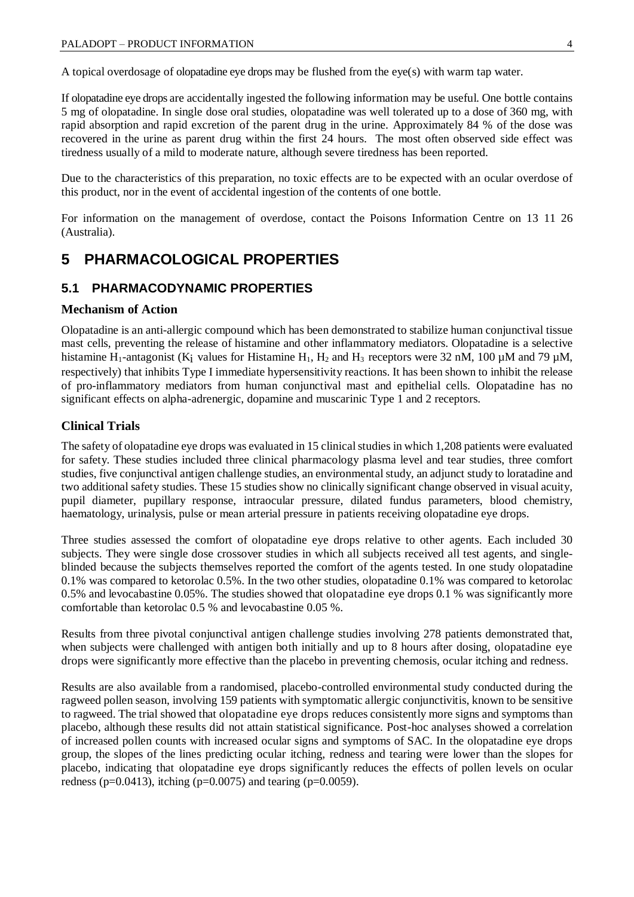A topical overdosage of olopatadine eye drops may be flushed from the eye(s) with warm tap water.

If olopatadine eye drops are accidentally ingested the following information may be useful. One bottle contains 5 mg of olopatadine. In single dose oral studies, olopatadine was well tolerated up to a dose of 360 mg, with rapid absorption and rapid excretion of the parent drug in the urine. Approximately 84 % of the dose was recovered in the urine as parent drug within the first 24 hours. The most often observed side effect was tiredness usually of a mild to moderate nature, although severe tiredness has been reported.

Due to the characteristics of this preparation, no toxic effects are to be expected with an ocular overdose of this product, nor in the event of accidental ingestion of the contents of one bottle.

For information on the management of overdose, contact the Poisons Information Centre on 13 11 26 (Australia).

# 5 PHARMACOLOGICAL PROPERTIES

## 5.1 PHARMACODYNAMIC PROPERTIES

### Mechanism of Action

Olopatadine is an anti-allergic compound which has been demonstrated to stabilize human conjunctival tissue mast cells, preventing the release of histamine and other inflammatory mediators. Olopatadine is a selective histamine $H_1$-antagonist ($K_i$ values for Histamine $H_1$, $H_2$ and $H_3$ receptors were 32 nM, 100 µM and 79 µM, respectively) that inhibits Type I immediate hypersensitivity reactions. It has been shown to inhibit the release of pro-inflammatory mediators from human conjunctival mast and epithelial cells. Olopatadine has no significant effects on alpha-adrenergic, dopamine and muscarinic Type 1 and 2 receptors.

### Clinical Trials

The safety of olopatadine eye drops was evaluated in 15 clinical studies in which 1,208 patients were evaluated for safety. These studies included three clinical pharmacology plasma level and tear studies, three comfort studies, five conjunctival antigen challenge studies, an environmental study, an adjunct study to loratadine and two additional safety studies. These 15 studies show no clinically significant change observed in visual acuity, pupil diameter, pupillary response, intraocular pressure, dilated fundus parameters, blood chemistry, haematology, urinalysis, pulse or mean arterial pressure in patients receiving olopatadine eye drops.

Three studies assessed the comfort of olopatadine eye drops relative to other agents. Each included 30 subjects. They were single dose crossover studies in which all subjects received all test agents, and single-blinded because the subjects themselves reported the comfort of the agents tested. In one study olopatadine 0.1% was compared to ketorolac 0.5%. In the two other studies, olopatadine 0.1% was compared to ketorolac 0.5% and levocabastine 0.05%. The studies showed that olopatadine eye drops 0.1 % was significantly more comfortable than ketorolac 0.5 % and levocabastine 0.05 %.

Results from three pivotal conjunctival antigen challenge studies involving 278 patients demonstrated that, when subjects were challenged with antigen both initially and up to 8 hours after dosing, olopatadine eye drops were significantly more effective than the placebo in preventing chemosis, ocular itching and redness.

Results are also available from a randomised, placebo-controlled environmental study conducted during the ragweed pollen season, involving 159 patients with symptomatic allergic conjunctivitis, known to be sensitive to ragweed. The trial showed that olopatadine eye drops reduces consistently more signs and symptoms than placebo, although these results did not attain statistical significance. Post-hoc analyses showed a correlation of increased pollen counts with increased ocular signs and symptoms of SAC. In the olopatadine eye drops group, the slopes of the lines predicting ocular itching, redness and tearing were lower than the slopes for placebo, indicating that olopatadine eye drops significantly reduces the effects of pollen levels on ocular redness ($p=0.0413$), itching ($p=0.0075$) and tearing ($p=0.0059$).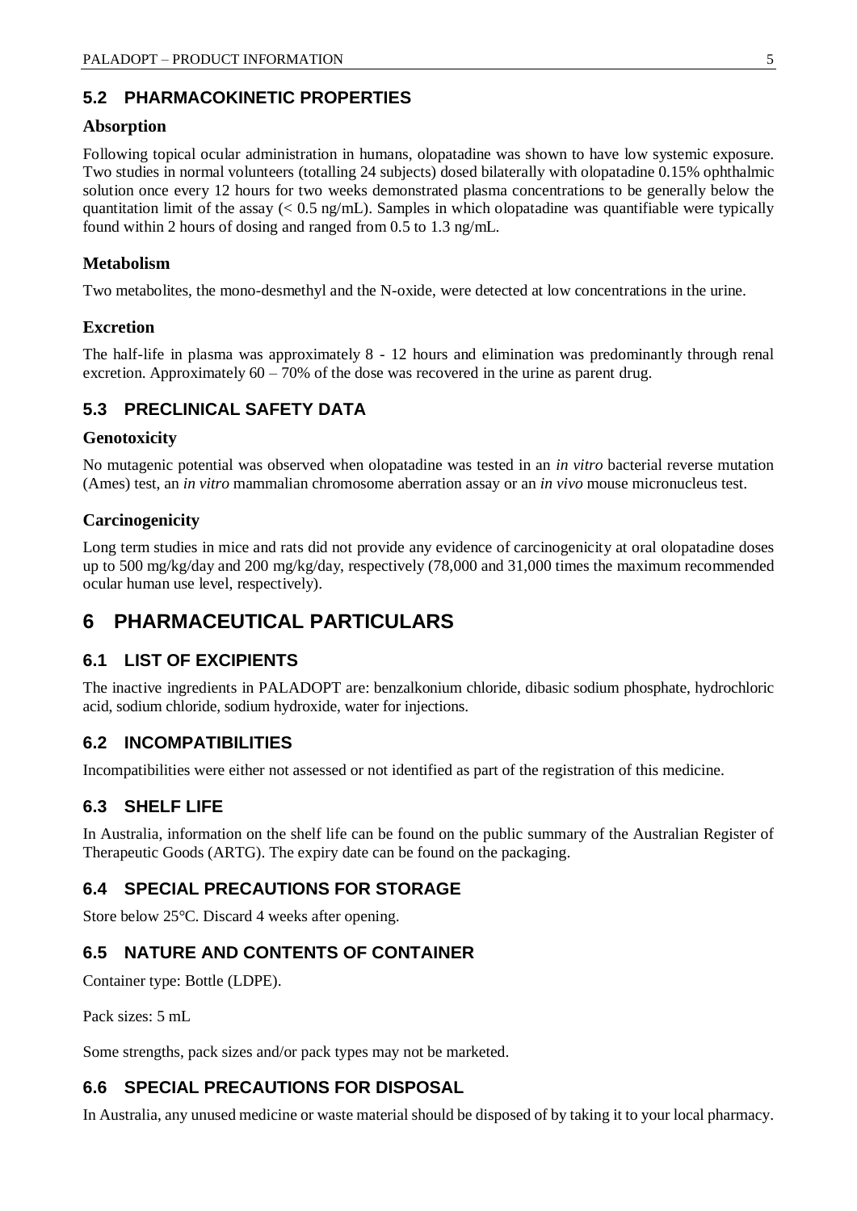## 5.2 PHARMACOKINETIC PROPERTIES

### Absorption

Following topical ocular administration in humans, olopatadine was shown to have low systemic exposure. Two studies in normal volunteers (totalling 24 subjects) dosed bilaterally with olopatadine 0.15% ophthalmic solution once every 12 hours for two weeks demonstrated plasma concentrations to be generally below the quantitation limit of the assay (< 0.5 ng/mL). Samples in which olopatadine was quantifiable were typically found within 2 hours of dosing and ranged from 0.5 to 1.3 ng/mL.

### Metabolism

Two metabolites, the mono-desmethyl and the N-oxide, were detected at low concentrations in the urine.

### Excretion

The half-life in plasma was approximately 8 - 12 hours and elimination was predominantly through renal excretion. Approximately 60 – 70% of the dose was recovered in the urine as parent drug.

## 5.3 PRECLINICAL SAFETY DATA

### Genotoxicity

No mutagenic potential was observed when olopatadine was tested in an *in vitro* bacterial reverse mutation (Ames) test, an *in vitro* mammalian chromosome aberration assay or an *in vivo* mouse micronucleus test.

### Carcinogenicity

Long term studies in mice and rats did not provide any evidence of carcinogenicity at oral olopatadine doses up to 500 mg/kg/day and 200 mg/kg/day, respectively (78,000 and 31,000 times the maximum recommended ocular human use level, respectively).

# 6 PHARMACEUTICAL PARTICULARS

## 6.1 LIST OF EXCIPIENTS

The inactive ingredients in PALADOPT are: benzalkonium chloride, dibasic sodium phosphate, hydrochloric acid, sodium chloride, sodium hydroxide, water for injections.

## 6.2 INCOMPATIBILITIES

Incompatibilities were either not assessed or not identified as part of the registration of this medicine.

## 6.3 SHELF LIFE

In Australia, information on the shelf life can be found on the public summary of the Australian Register of Therapeutic Goods (ARTG). The expiry date can be found on the packaging.

## 6.4 SPECIAL PRECAUTIONS FOR STORAGE

Store below 25°C. Discard 4 weeks after opening.

## 6.5 NATURE AND CONTENTS OF CONTAINER

Container type: Bottle (LDPE).

Pack sizes: 5 mL

Some strengths, pack sizes and/or pack types may not be marketed.

## 6.6 SPECIAL PRECAUTIONS FOR DISPOSAL

In Australia, any unused medicine or waste material should be disposed of by taking it to your local pharmacy.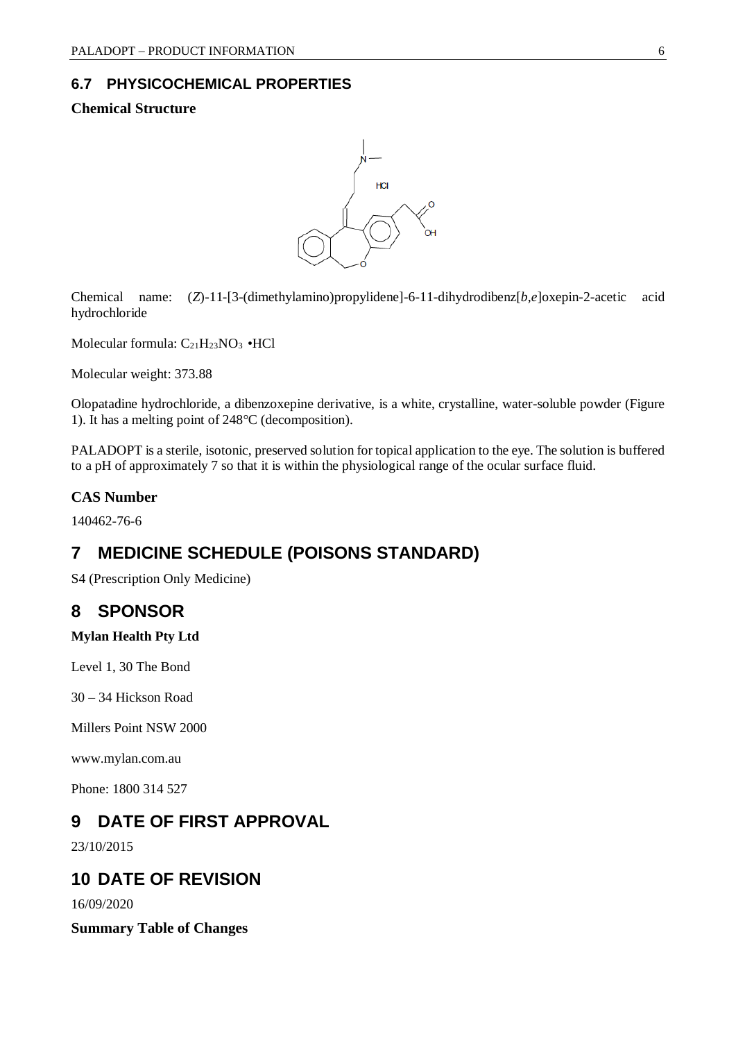## 6.7 PHYSICOCHEMICAL PROPERTIES

**Chemical Structure**

Chemical name: (*Z*)-11-[3-(dimethylamino)propylidene]-6-11-dihydrodibenz[*b,e*]oxepin-2-acetic acid hydrochloride

Molecular formula: $C_{21}H_{23}NO_3$ •HCl

Molecular weight: 373.88

Olopatadine hydrochloride, a dibenzoxepine derivative, is a white, crystalline, water-soluble powder (Figure 1). It has a melting point of 248°C (decomposition).

PALADOPT is a sterile, isotonic, preserved solution for topical application to the eye. The solution is buffered to a pH of approximately 7 so that it is within the physiological range of the ocular surface fluid.

**CAS Number**

140462-76-6

# 7 MEDICINE SCHEDULE (POISONS STANDARD)

S4 (Prescription Only Medicine)

# 8 SPONSOR

**Mylan Health Pty Ltd**

Level 1, 30 The Bond

30 – 34 Hickson Road

Millers Point NSW 2000

www.mylan.com.au

Phone: 1800 314 527

# 9 DATE OF FIRST APPROVAL

23/10/2015

# 10 DATE OF REVISION

16/09/2020

**Summary Table of Changes**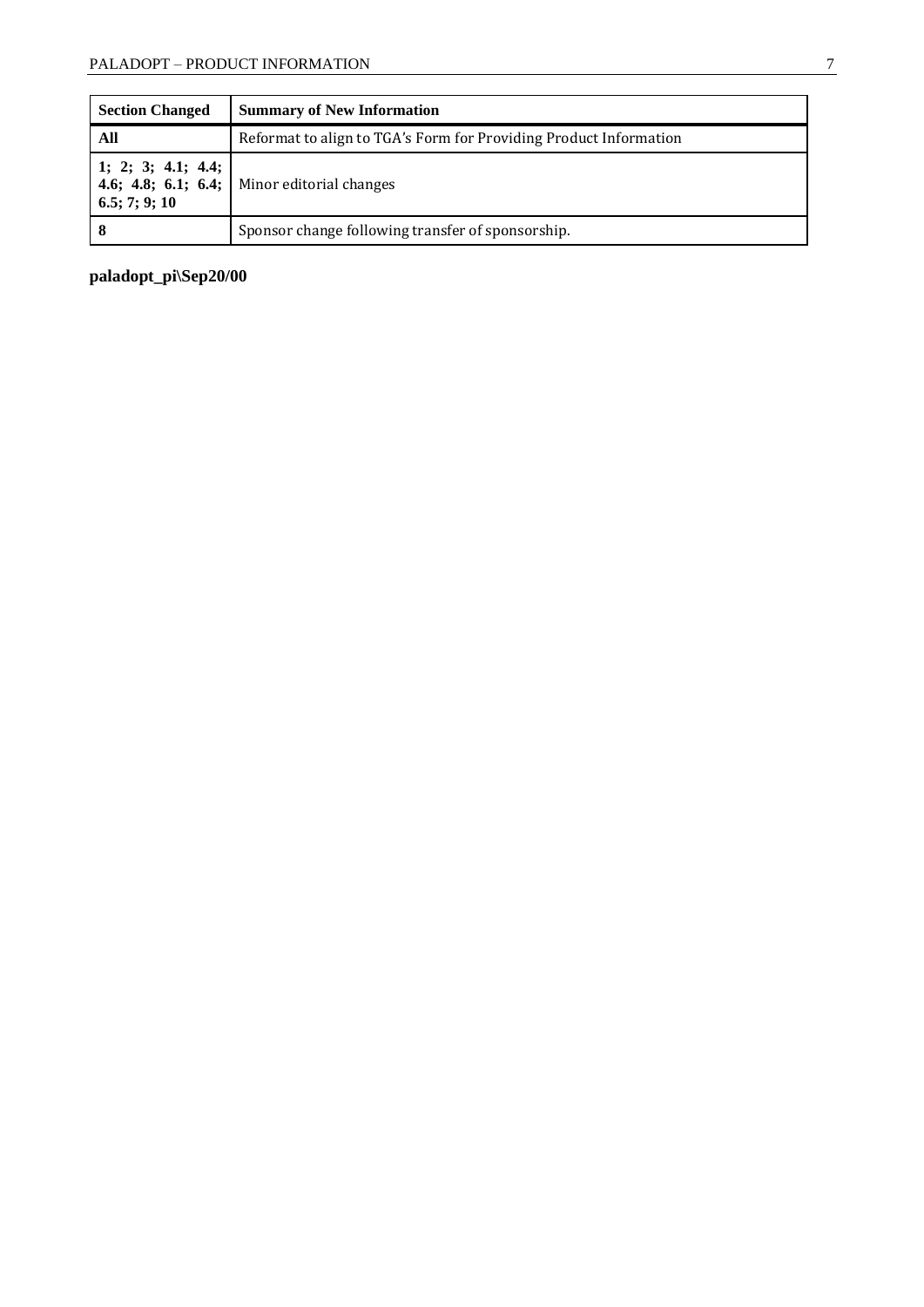| Section Changed | Summary of New Information |
|---|---|
| **All** | Reformat to align to TGA's Form for Providing Product Information |
| **1; 2; 3; 4.1; 4.4; 4.6; 4.8; 6.1; 6.4; 6.5; 7; 9; 10** | Minor editorial changes |
| **8** | Sponsor change following transfer of sponsorship. |

**paladopt_pi\Sep20/00**